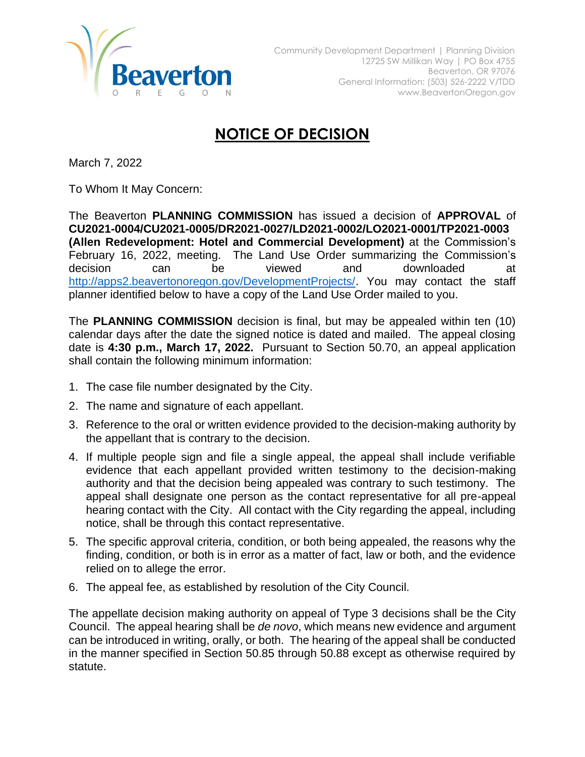Community Development Department | Planning Division
12725 SW Millikan Way | PO Box 4755
Beaverton, OR 97076
General Information: (503) 526-2222 V/TDD
www.BeavertonOregon.gov

# NOTICE OF DECISION

March 7, 2022

To Whom It May Concern:

The Beaverton **PLANNING COMMISSION** has issued a decision of **APPROVAL** of **CU2021-0004/CU2021-0005/DR2021-0027/LD2021-0002/LO2021-0001/TP2021-0003 (Allen Redevelopment: Hotel and Commercial Development)** at the Commission's February 16, 2022, meeting. The Land Use Order summarizing the Commission's decision can be viewed and downloaded at http://apps2.beavertonoregon.gov/DevelopmentProjects/. You may contact the staff planner identified below to have a copy of the Land Use Order mailed to you.

The **PLANNING COMMISSION** decision is final, but may be appealed within ten (10) calendar days after the date the signed notice is dated and mailed. The appeal closing date is **4:30 p.m., March 17, 2022.** Pursuant to Section 50.70, an appeal application shall contain the following minimum information:

1. The case file number designated by the City.
2. The name and signature of each appellant.
3. Reference to the oral or written evidence provided to the decision-making authority by the appellant that is contrary to the decision.
4. If multiple people sign and file a single appeal, the appeal shall include verifiable evidence that each appellant provided written testimony to the decision-making authority and that the decision being appealed was contrary to such testimony. The appeal shall designate one person as the contact representative for all pre-appeal hearing contact with the City. All contact with the City regarding the appeal, including notice, shall be through this contact representative.
5. The specific approval criteria, condition, or both being appealed, the reasons why the finding, condition, or both is in error as a matter of fact, law or both, and the evidence relied on to allege the error.
6. The appeal fee, as established by resolution of the City Council.

The appellate decision making authority on appeal of Type 3 decisions shall be the City Council. The appeal hearing shall be *de novo*, which means new evidence and argument can be introduced in writing, orally, or both. The hearing of the appeal shall be conducted in the manner specified in Section 50.85 through 50.88 except as otherwise required by statute.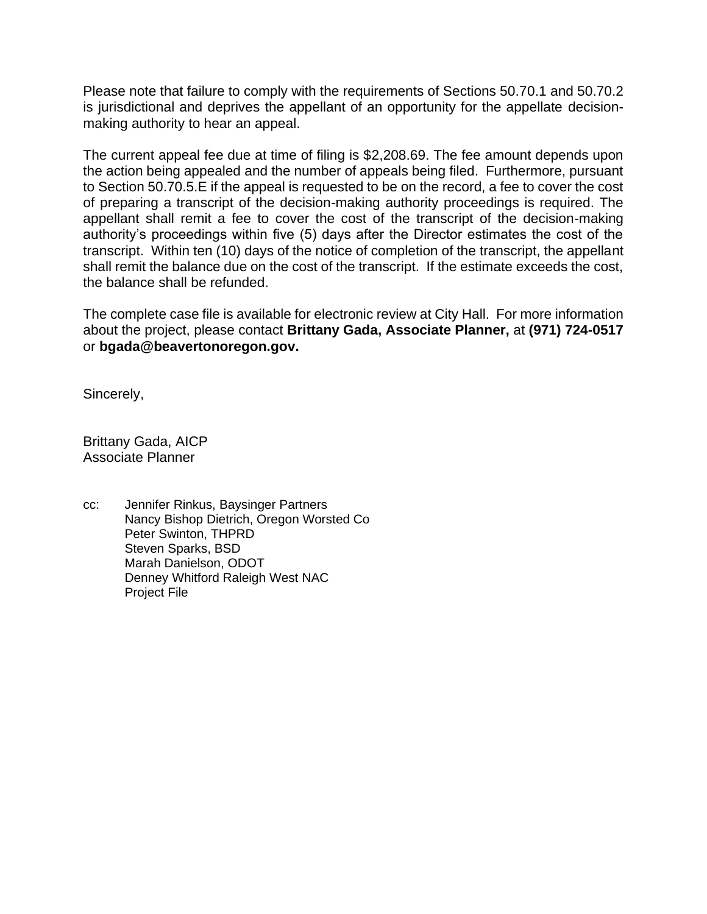Please note that failure to comply with the requirements of Sections 50.70.1 and 50.70.2 is jurisdictional and deprives the appellant of an opportunity for the appellate decision-making authority to hear an appeal.

The current appeal fee due at time of filing is $2,208.69. The fee amount depends upon the action being appealed and the number of appeals being filed. Furthermore, pursuant to Section 50.70.5.E if the appeal is requested to be on the record, a fee to cover the cost of preparing a transcript of the decision-making authority proceedings is required. The appellant shall remit a fee to cover the cost of the transcript of the decision-making authority's proceedings within five (5) days after the Director estimates the cost of the transcript. Within ten (10) days of the notice of completion of the transcript, the appellant shall remit the balance due on the cost of the transcript. If the estimate exceeds the cost, the balance shall be refunded.

The complete case file is available for electronic review at City Hall. For more information about the project, please contact **Brittany Gada, Associate Planner,** at **(971) 724-0517** or **bgada@beavertonoregon.gov.**

Sincerely,

Brittany Gada, AICP
Associate Planner

cc: Jennifer Rinkus, Baysinger Partners
Nancy Bishop Dietrich, Oregon Worsted Co
Peter Swinton, THPRD
Steven Sparks, BSD
Marah Danielson, ODOT
Denney Whitford Raleigh West NAC
Project File